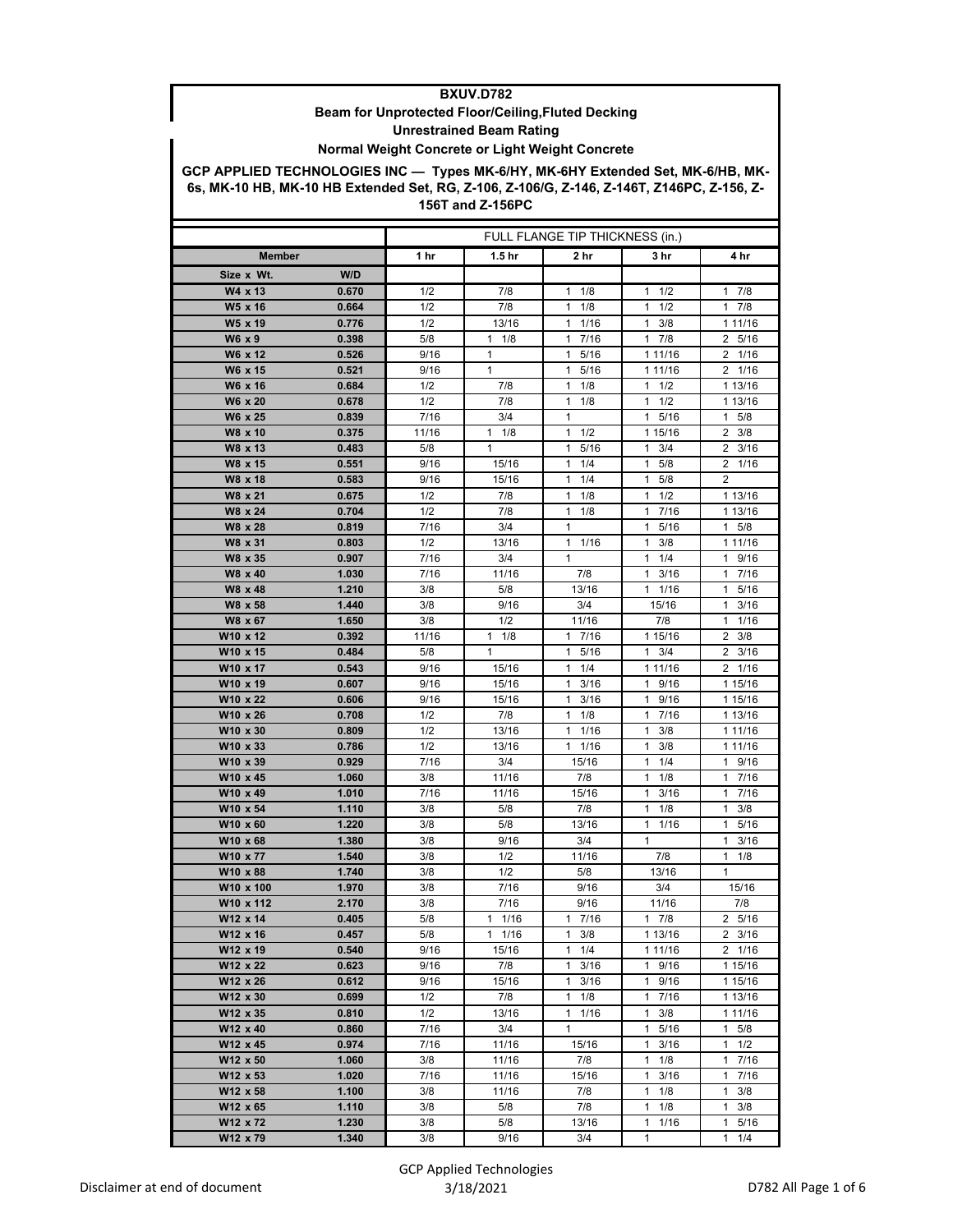# BXUV.D782

## Beam for Unprotected Floor/Ceiling,Fluted Decking

## Unrestrained Beam Rating

## Normal Weight Concrete or Light Weight Concrete

## GCP APPLIED TECHNOLOGIES INC — Types MK-6/HY, MK-6HY Extended Set, MK-6/HB, MK-6s, MK-10 HB, MK-10 HB Extended Set, RG, Z-106, Z-106/G, Z-146, Z-146T, Z146PC, Z-156, Z-156T and Z-156PC

| Member | | FULL FLANGE TIP THICKNESS (in.) | | | | |
|---|---|---|---|---|---|---|
| | | 1 hr | 1.5 hr | 2 hr | 3 hr | 4 hr |
| Size x Wt. | W/D | | | | | |
| W4 x 13 | 0.670 | 1/2 | 7/8 | 1 1/8 | 1 1/2 | 1 7/8 |
| W5 x 16 | 0.664 | 1/2 | 7/8 | 1 1/8 | 1 1/2 | 1 7/8 |
| W5 x 19 | 0.776 | 1/2 | 13/16 | 1 1/16 | 1 3/8 | 1 11/16 |
| W6 x 9 | 0.398 | 5/8 | 1 1/8 | 1 7/16 | 1 7/8 | 2 5/16 |
| W6 x 12 | 0.526 | 9/16 | 1 | 1 5/16 | 1 11/16 | 2 1/16 |
| W6 x 15 | 0.521 | 9/16 | 1 | 1 5/16 | 1 11/16 | 2 1/16 |
| W6 x 16 | 0.684 | 1/2 | 7/8 | 1 1/8 | 1 1/2 | 1 13/16 |
| W6 x 20 | 0.678 | 1/2 | 7/8 | 1 1/8 | 1 1/2 | 1 13/16 |
| W6 x 25 | 0.839 | 7/16 | 3/4 | 1 | 1 5/16 | 1 5/8 |
| W8 x 10 | 0.375 | 11/16 | 1 1/8 | 1 1/2 | 1 15/16 | 2 3/8 |
| W8 x 13 | 0.483 | 5/8 | 1 | 1 5/16 | 1 3/4 | 2 3/16 |
| W8 x 15 | 0.551 | 9/16 | 15/16 | 1 1/4 | 1 5/8 | 2 1/16 |
| W8 x 18 | 0.583 | 9/16 | 15/16 | 1 1/4 | 1 5/8 | 2 |
| W8 x 21 | 0.675 | 1/2 | 7/8 | 1 1/8 | 1 1/2 | 1 13/16 |
| W8 x 24 | 0.704 | 1/2 | 7/8 | 1 1/8 | 1 7/16 | 1 13/16 |
| W8 x 28 | 0.819 | 7/16 | 3/4 | 1 | 1 5/16 | 1 5/8 |
| W8 x 31 | 0.803 | 1/2 | 13/16 | 1 1/16 | 1 3/8 | 1 11/16 |
| W8 x 35 | 0.907 | 7/16 | 3/4 | 1 | 1 1/4 | 1 9/16 |
| W8 x 40 | 1.030 | 7/16 | 11/16 | 7/8 | 1 3/16 | 1 7/16 |
| W8 x 48 | 1.210 | 3/8 | 5/8 | 13/16 | 1 1/16 | 1 5/16 |
| W8 x 58 | 1.440 | 3/8 | 9/16 | 3/4 | 15/16 | 1 3/16 |
| W8 x 67 | 1.650 | 3/8 | 1/2 | 11/16 | 7/8 | 1 1/16 |
| W10 x 12 | 0.392 | 11/16 | 1 1/8 | 1 7/16 | 1 15/16 | 2 3/8 |
| W10 x 15 | 0.484 | 5/8 | 1 | 1 5/16 | 1 3/4 | 2 3/16 |
| W10 x 17 | 0.543 | 9/16 | 15/16 | 1 1/4 | 1 11/16 | 2 1/16 |
| W10 x 19 | 0.607 | 9/16 | 15/16 | 1 3/16 | 1 9/16 | 1 15/16 |
| W10 x 22 | 0.606 | 9/16 | 15/16 | 1 3/16 | 1 9/16 | 1 15/16 |
| W10 x 26 | 0.708 | 1/2 | 7/8 | 1 1/8 | 1 7/16 | 1 13/16 |
| W10 x 30 | 0.809 | 1/2 | 13/16 | 1 1/16 | 1 3/8 | 1 11/16 |
| W10 x 33 | 0.786 | 1/2 | 13/16 | 1 1/16 | 1 3/8 | 1 11/16 |
| W10 x 39 | 0.929 | 7/16 | 3/4 | 15/16 | 1 1/4 | 1 9/16 |
| W10 x 45 | 1.060 | 3/8 | 11/16 | 7/8 | 1 1/8 | 1 7/16 |
| W10 x 49 | 1.010 | 7/16 | 11/16 | 15/16 | 1 3/16 | 1 7/16 |
| W10 x 54 | 1.110 | 3/8 | 5/8 | 7/8 | 1 1/8 | 1 3/8 |
| W10 x 60 | 1.220 | 3/8 | 5/8 | 13/16 | 1 1/16 | 1 5/16 |
| W10 x 68 | 1.380 | 3/8 | 9/16 | 3/4 | 1 | 1 3/16 |
| W10 x 77 | 1.540 | 3/8 | 1/2 | 11/16 | 7/8 | 1 1/8 |
| W10 x 88 | 1.740 | 3/8 | 1/2 | 5/8 | 13/16 | 1 |
| W10 x 100 | 1.970 | 3/8 | 7/16 | 9/16 | 3/4 | 15/16 |
| W10 x 112 | 2.170 | 3/8 | 7/16 | 9/16 | 11/16 | 7/8 |
| W12 x 14 | 0.405 | 5/8 | 1 1/16 | 1 7/16 | 1 7/8 | 2 5/16 |
| W12 x 16 | 0.457 | 5/8 | 1 1/16 | 1 3/8 | 1 13/16 | 2 3/16 |
| W12 x 19 | 0.540 | 9/16 | 15/16 | 1 1/4 | 1 11/16 | 2 1/16 |
| W12 x 22 | 0.623 | 9/16 | 7/8 | 1 3/16 | 1 9/16 | 1 15/16 |
| W12 x 26 | 0.612 | 9/16 | 15/16 | 1 3/16 | 1 9/16 | 1 15/16 |
| W12 x 30 | 0.699 | 1/2 | 7/8 | 1 1/8 | 1 7/16 | 1 13/16 |
| W12 x 35 | 0.810 | 1/2 | 13/16 | 1 1/16 | 1 3/8 | 1 11/16 |
| W12 x 40 | 0.860 | 7/16 | 3/4 | 1 | 1 5/16 | 1 5/8 |
| W12 x 45 | 0.974 | 7/16 | 11/16 | 15/16 | 1 3/16 | 1 1/2 |
| W12 x 50 | 1.060 | 3/8 | 11/16 | 7/8 | 1 1/8 | 1 7/16 |
| W12 x 53 | 1.020 | 7/16 | 11/16 | 15/16 | 1 3/16 | 1 7/16 |
| W12 x 58 | 1.100 | 3/8 | 11/16 | 7/8 | 1 1/8 | 1 3/8 |
| W12 x 65 | 1.110 | 3/8 | 5/8 | 7/8 | 1 1/8 | 1 3/8 |
| W12 x 72 | 1.230 | 3/8 | 5/8 | 13/16 | 1 1/16 | 1 5/16 |
| W12 x 79 | 1.340 | 3/8 | 9/16 | 3/4 | 1 | 1 1/4 |

Disclaimer at end of document

GCP Applied Technologies
3/18/2021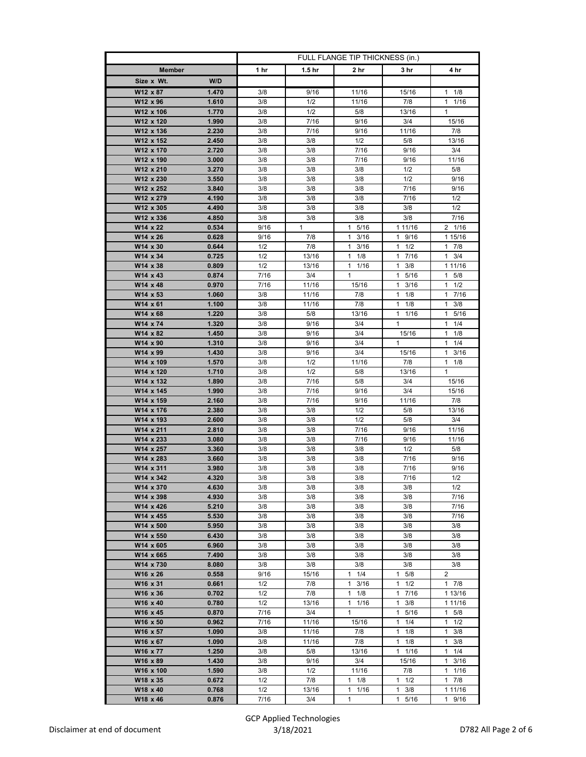| Member | | FULL FLANGE TIP THICKNESS (in.) | | | | |
|---|---|---|---|---|---|---|
| | | 1 hr | 1.5 hr | 2 hr | 3 hr | 4 hr |
| Size x Wt. | W/D | | | | | |
| W12 x 87 | 1.470 | 3/8 | 9/16 | 11/16 | 15/16 | 1 1/8 |
| W12 x 96 | 1.610 | 3/8 | 1/2 | 11/16 | 7/8 | 1 1/16 |
| W12 x 106 | 1.770 | 3/8 | 1/2 | 5/8 | 13/16 | 1 |
| W12 x 120 | 1.990 | 3/8 | 7/16 | 9/16 | 3/4 | 15/16 |
| W12 x 136 | 2.230 | 3/8 | 7/16 | 9/16 | 11/16 | 7/8 |
| W12 x 152 | 2.450 | 3/8 | 3/8 | 1/2 | 5/8 | 13/16 |
| W12 x 170 | 2.720 | 3/8 | 3/8 | 7/16 | 9/16 | 3/4 |
| W12 x 190 | 3.000 | 3/8 | 3/8 | 7/16 | 9/16 | 11/16 |
| W12 x 210 | 3.270 | 3/8 | 3/8 | 3/8 | 1/2 | 5/8 |
| W12 x 230 | 3.550 | 3/8 | 3/8 | 3/8 | 1/2 | 9/16 |
| W12 x 252 | 3.840 | 3/8 | 3/8 | 3/8 | 7/16 | 9/16 |
| W12 x 279 | 4.190 | 3/8 | 3/8 | 3/8 | 7/16 | 1/2 |
| W12 x 305 | 4.490 | 3/8 | 3/8 | 3/8 | 3/8 | 1/2 |
| W12 x 336 | 4.850 | 3/8 | 3/8 | 3/8 | 3/8 | 7/16 |
| W14 x 22 | 0.534 | 9/16 | 1 | 1 5/16 | 1 11/16 | 2 1/16 |
| W14 x 26 | 0.628 | 9/16 | 7/8 | 1 3/16 | 1 9/16 | 1 15/16 |
| W14 x 30 | 0.644 | 1/2 | 7/8 | 1 3/16 | 1 1/2 | 1 7/8 |
| W14 x 34 | 0.725 | 1/2 | 13/16 | 1 1/8 | 1 7/16 | 1 3/4 |
| W14 x 38 | 0.809 | 1/2 | 13/16 | 1 1/16 | 1 3/8 | 1 11/16 |
| W14 x 43 | 0.874 | 7/16 | 3/4 | 1 | 1 5/16 | 1 5/8 |
| W14 x 48 | 0.970 | 7/16 | 11/16 | 15/16 | 1 3/16 | 1 1/2 |
| W14 x 53 | 1.060 | 3/8 | 11/16 | 7/8 | 1 1/8 | 1 7/16 |
| W14 x 61 | 1.100 | 3/8 | 11/16 | 7/8 | 1 1/8 | 1 3/8 |
| W14 x 68 | 1.220 | 3/8 | 5/8 | 13/16 | 1 1/16 | 1 5/16 |
| W14 x 74 | 1.320 | 3/8 | 9/16 | 3/4 | 1 | 1 1/4 |
| W14 x 82 | 1.450 | 3/8 | 9/16 | 3/4 | 15/16 | 1 1/8 |
| W14 x 90 | 1.310 | 3/8 | 9/16 | 3/4 | 1 | 1 1/4 |
| W14 x 99 | 1.430 | 3/8 | 9/16 | 3/4 | 15/16 | 1 3/16 |
| W14 x 109 | 1.570 | 3/8 | 1/2 | 11/16 | 7/8 | 1 1/8 |
| W14 x 120 | 1.710 | 3/8 | 1/2 | 5/8 | 13/16 | 1 |
| W14 x 132 | 1.890 | 3/8 | 7/16 | 5/8 | 3/4 | 15/16 |
| W14 x 145 | 1.990 | 3/8 | 7/16 | 9/16 | 3/4 | 15/16 |
| W14 x 159 | 2.160 | 3/8 | 7/16 | 9/16 | 11/16 | 7/8 |
| W14 x 176 | 2.380 | 3/8 | 3/8 | 1/2 | 5/8 | 13/16 |
| W14 x 193 | 2.600 | 3/8 | 3/8 | 1/2 | 5/8 | 3/4 |
| W14 x 211 | 2.810 | 3/8 | 3/8 | 7/16 | 9/16 | 11/16 |
| W14 x 233 | 3.080 | 3/8 | 3/8 | 7/16 | 9/16 | 11/16 |
| W14 x 257 | 3.360 | 3/8 | 3/8 | 3/8 | 1/2 | 5/8 |
| W14 x 283 | 3.660 | 3/8 | 3/8 | 3/8 | 7/16 | 9/16 |
| W14 x 311 | 3.980 | 3/8 | 3/8 | 3/8 | 7/16 | 9/16 |
| W14 x 342 | 4.320 | 3/8 | 3/8 | 3/8 | 7/16 | 1/2 |
| W14 x 370 | 4.630 | 3/8 | 3/8 | 3/8 | 3/8 | 1/2 |
| W14 x 398 | 4.930 | 3/8 | 3/8 | 3/8 | 3/8 | 7/16 |
| W14 x 426 | 5.210 | 3/8 | 3/8 | 3/8 | 3/8 | 7/16 |
| W14 x 455 | 5.530 | 3/8 | 3/8 | 3/8 | 3/8 | 7/16 |
| W14 x 500 | 5.950 | 3/8 | 3/8 | 3/8 | 3/8 | 3/8 |
| W14 x 550 | 6.430 | 3/8 | 3/8 | 3/8 | 3/8 | 3/8 |
| W14 x 605 | 6.960 | 3/8 | 3/8 | 3/8 | 3/8 | 3/8 |
| W14 x 665 | 7.490 | 3/8 | 3/8 | 3/8 | 3/8 | 3/8 |
| W14 x 730 | 8.080 | 3/8 | 3/8 | 3/8 | 3/8 | 3/8 |
| W16 x 26 | 0.558 | 9/16 | 15/16 | 1 1/4 | 1 5/8 | 2 |
| W16 x 31 | 0.661 | 1/2 | 7/8 | 1 3/16 | 1 1/2 | 1 7/8 |
| W16 x 36 | 0.702 | 1/2 | 7/8 | 1 1/8 | 1 7/16 | 1 13/16 |
| W16 x 40 | 0.780 | 1/2 | 13/16 | 1 1/16 | 1 3/8 | 1 11/16 |
| W16 x 45 | 0.870 | 7/16 | 3/4 | 1 | 1 5/16 | 1 5/8 |
| W16 x 50 | 0.962 | 7/16 | 11/16 | 15/16 | 1 1/4 | 1 1/2 |
| W16 x 57 | 1.090 | 3/8 | 11/16 | 7/8 | 1 1/8 | 1 3/8 |
| W16 x 67 | 1.090 | 3/8 | 11/16 | 7/8 | 1 1/8 | 1 3/8 |
| W16 x 77 | 1.250 | 3/8 | 5/8 | 13/16 | 1 1/16 | 1 1/4 |
| W16 x 89 | 1.430 | 3/8 | 9/16 | 3/4 | 15/16 | 1 3/16 |
| W16 x 100 | 1.590 | 3/8 | 1/2 | 11/16 | 7/8 | 1 1/16 |
| W18 x 35 | 0.672 | 1/2 | 7/8 | 1 1/8 | 1 1/2 | 1 7/8 |
| W18 x 40 | 0.768 | 1/2 | 13/16 | 1 1/16 | 1 3/8 | 1 11/16 |
| W18 x 46 | 0.876 | 7/16 | 3/4 | 1 | 1 5/16 | 1 9/16 |

Disclaimer at end of document

GCP Applied Technologies
3/18/2021

D782 All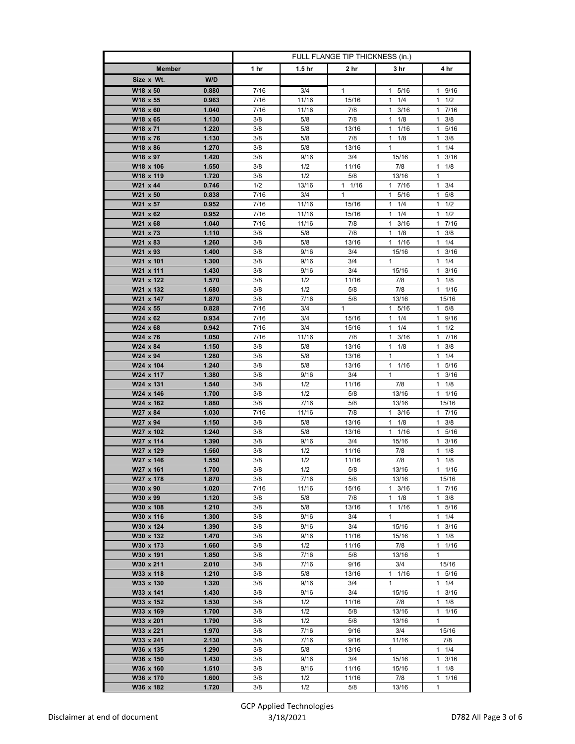| Member | | FULL FLANGE TIP THICKNESS (in.) | | | | |
|---|---|---|---|---|---|---|
| | | 1 hr | 1.5 hr | 2 hr | 3 hr | 4 hr |
| Size x Wt. | W/D | | | | | |
| W18 x 50 | 0.880 | 7/16 | 3/4 | 1 | 1 5/16 | 1 9/16 |
| W18 x 55 | 0.963 | 7/16 | 11/16 | 15/16 | 1 1/4 | 1 1/2 |
| W18 x 60 | 1.040 | 7/16 | 11/16 | 7/8 | 1 3/16 | 1 7/16 |
| W18 x 65 | 1.130 | 3/8 | 5/8 | 7/8 | 1 1/8 | 1 3/8 |
| W18 x 71 | 1.220 | 3/8 | 5/8 | 13/16 | 1 1/16 | 1 5/16 |
| W18 x 76 | 1.130 | 3/8 | 5/8 | 7/8 | 1 1/8 | 1 3/8 |
| W18 x 86 | 1.270 | 3/8 | 5/8 | 13/16 | 1 | 1 1/4 |
| W18 x 97 | 1.420 | 3/8 | 9/16 | 3/4 | 15/16 | 1 3/16 |
| W18 x 106 | 1.550 | 3/8 | 1/2 | 11/16 | 7/8 | 1 1/8 |
| W18 x 119 | 1.720 | 3/8 | 1/2 | 5/8 | 13/16 | 1 |
| W21 x 44 | 0.746 | 1/2 | 13/16 | 1 1/16 | 1 7/16 | 1 3/4 |
| W21 x 50 | 0.838 | 7/16 | 3/4 | 1 | 1 5/16 | 1 5/8 |
| W21 x 57 | 0.952 | 7/16 | 11/16 | 15/16 | 1 1/4 | 1 1/2 |
| W21 x 62 | 0.952 | 7/16 | 11/16 | 15/16 | 1 1/4 | 1 1/2 |
| W21 x 68 | 1.040 | 7/16 | 11/16 | 7/8 | 1 3/16 | 1 7/16 |
| W21 x 73 | 1.110 | 3/8 | 5/8 | 7/8 | 1 1/8 | 1 3/8 |
| W21 x 83 | 1.260 | 3/8 | 5/8 | 13/16 | 1 1/16 | 1 1/4 |
| W21 x 93 | 1.400 | 3/8 | 9/16 | 3/4 | 15/16 | 1 3/16 |
| W21 x 101 | 1.300 | 3/8 | 9/16 | 3/4 | 1 | 1 1/4 |
| W21 x 111 | 1.430 | 3/8 | 9/16 | 3/4 | 15/16 | 1 3/16 |
| W21 x 122 | 1.570 | 3/8 | 1/2 | 11/16 | 7/8 | 1 1/8 |
| W21 x 132 | 1.680 | 3/8 | 1/2 | 5/8 | 7/8 | 1 1/16 |
| W21 x 147 | 1.870 | 3/8 | 7/16 | 5/8 | 13/16 | 15/16 |
| W24 x 55 | 0.828 | 7/16 | 3/4 | 1 | 1 5/16 | 1 5/8 |
| W24 x 62 | 0.934 | 7/16 | 3/4 | 15/16 | 1 1/4 | 1 9/16 |
| W24 x 68 | 0.942 | 7/16 | 3/4 | 15/16 | 1 1/4 | 1 1/2 |
| W24 x 76 | 1.050 | 7/16 | 11/16 | 7/8 | 1 3/16 | 1 7/16 |
| W24 x 84 | 1.150 | 3/8 | 5/8 | 13/16 | 1 1/8 | 1 3/8 |
| W24 x 94 | 1.280 | 3/8 | 5/8 | 13/16 | 1 | 1 1/4 |
| W24 x 104 | 1.240 | 3/8 | 5/8 | 13/16 | 1 1/16 | 1 5/16 |
| W24 x 117 | 1.380 | 3/8 | 9/16 | 3/4 | 1 | 1 3/16 |
| W24 x 131 | 1.540 | 3/8 | 1/2 | 11/16 | 7/8 | 1 1/8 |
| W24 x 146 | 1.700 | 3/8 | 1/2 | 5/8 | 13/16 | 1 1/16 |
| W24 x 162 | 1.880 | 3/8 | 7/16 | 5/8 | 13/16 | 15/16 |
| W27 x 84 | 1.030 | 7/16 | 11/16 | 7/8 | 1 3/16 | 1 7/16 |
| W27 x 94 | 1.150 | 3/8 | 5/8 | 13/16 | 1 1/8 | 1 3/8 |
| W27 x 102 | 1.240 | 3/8 | 5/8 | 13/16 | 1 1/16 | 1 5/16 |
| W27 x 114 | 1.390 | 3/8 | 9/16 | 3/4 | 15/16 | 1 3/16 |
| W27 x 129 | 1.560 | 3/8 | 1/2 | 11/16 | 7/8 | 1 1/8 |
| W27 x 146 | 1.550 | 3/8 | 1/2 | 11/16 | 7/8 | 1 1/8 |
| W27 x 161 | 1.700 | 3/8 | 1/2 | 5/8 | 13/16 | 1 1/16 |
| W27 x 178 | 1.870 | 3/8 | 7/16 | 5/8 | 13/16 | 15/16 |
| W30 x 90 | 1.020 | 7/16 | 11/16 | 15/16 | 1 3/16 | 1 7/16 |
| W30 x 99 | 1.120 | 3/8 | 5/8 | 7/8 | 1 1/8 | 1 3/8 |
| W30 x 108 | 1.210 | 3/8 | 5/8 | 13/16 | 1 1/16 | 1 5/16 |
| W30 x 116 | 1.300 | 3/8 | 9/16 | 3/4 | 1 | 1 1/4 |
| W30 x 124 | 1.390 | 3/8 | 9/16 | 3/4 | 15/16 | 1 3/16 |
| W30 x 132 | 1.470 | 3/8 | 9/16 | 11/16 | 15/16 | 1 1/8 |
| W30 x 173 | 1.660 | 3/8 | 1/2 | 11/16 | 7/8 | 1 1/16 |
| W30 x 191 | 1.850 | 3/8 | 7/16 | 5/8 | 13/16 | 1 |
| W30 x 211 | 2.010 | 3/8 | 7/16 | 9/16 | 3/4 | 15/16 |
| W33 x 118 | 1.210 | 3/8 | 5/8 | 13/16 | 1 1/16 | 1 5/16 |
| W33 x 130 | 1.320 | 3/8 | 9/16 | 3/4 | 1 | 1 1/4 |
| W33 x 141 | 1.430 | 3/8 | 9/16 | 3/4 | 15/16 | 1 3/16 |
| W33 x 152 | 1.530 | 3/8 | 1/2 | 11/16 | 7/8 | 1 1/8 |
| W33 x 169 | 1.700 | 3/8 | 1/2 | 5/8 | 13/16 | 1 1/16 |
| W33 x 201 | 1.790 | 3/8 | 1/2 | 5/8 | 13/16 | 1 |
| W33 x 221 | 1.970 | 3/8 | 7/16 | 9/16 | 3/4 | 15/16 |
| W33 x 241 | 2.130 | 3/8 | 7/16 | 9/16 | 11/16 | 7/8 |
| W36 x 135 | 1.290 | 3/8 | 5/8 | 13/16 | 1 | 1 1/4 |
| W36 x 150 | 1.430 | 3/8 | 9/16 | 3/4 | 15/16 | 1 3/16 |
| W36 x 160 | 1.510 | 3/8 | 9/16 | 11/16 | 15/16 | 1 1/8 |
| W36 x 170 | 1.600 | 3/8 | 1/2 | 11/16 | 7/8 | 1 1/16 |
| W36 x 182 | 1.720 | 3/8 | 1/2 | 5/8 | 13/16 | 1 |

Disclaimer at end of document

GCP Applied Technologies
3/18/2021

D782 All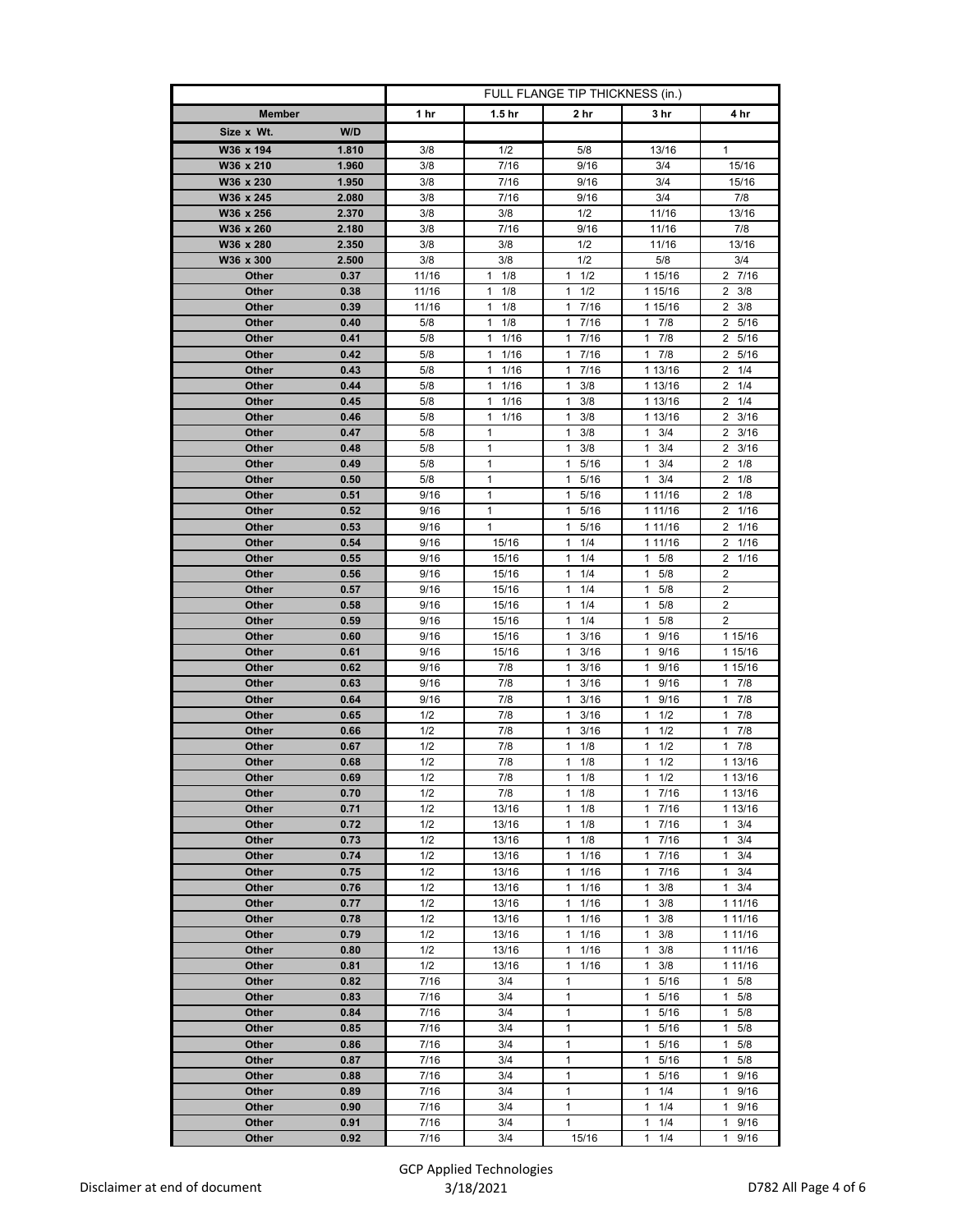| Member | | FULL FLANGE TIP THICKNESS (in.) | | | | |
|---|---|---|---|---|---|---|
| | | 1 hr | 1.5 hr | 2 hr | 3 hr | 4 hr |
| Size x Wt. | W/D | | | | | |
| W36 x 194 | 1.810 | 3/8 | 1/2 | 5/8 | 13/16 | 1 |
| W36 x 210 | 1.960 | 3/8 | 7/16 | 9/16 | 3/4 | 15/16 |
| W36 x 230 | 1.950 | 3/8 | 7/16 | 9/16 | 3/4 | 15/16 |
| W36 x 245 | 2.080 | 3/8 | 7/16 | 9/16 | 3/4 | 7/8 |
| W36 x 256 | 2.370 | 3/8 | 3/8 | 1/2 | 11/16 | 13/16 |
| W36 x 260 | 2.180 | 3/8 | 7/16 | 9/16 | 11/16 | 7/8 |
| W36 x 280 | 2.350 | 3/8 | 3/8 | 1/2 | 11/16 | 13/16 |
| W36 x 300 | 2.500 | 3/8 | 3/8 | 1/2 | 5/8 | 3/4 |
| Other | 0.37 | 11/16 | 1 1/8 | 1 1/2 | 1 15/16 | 2 7/16 |
| Other | 0.38 | 11/16 | 1 1/8 | 1 1/2 | 1 15/16 | 2 3/8 |
| Other | 0.39 | 11/16 | 1 1/8 | 1 7/16 | 1 15/16 | 2 3/8 |
| Other | 0.40 | 5/8 | 1 1/8 | 1 7/16 | 1 7/8 | 2 5/16 |
| Other | 0.41 | 5/8 | 1 1/16 | 1 7/16 | 1 7/8 | 2 5/16 |
| Other | 0.42 | 5/8 | 1 1/16 | 1 7/16 | 1 7/8 | 2 5/16 |
| Other | 0.43 | 5/8 | 1 1/16 | 1 7/16 | 1 13/16 | 2 1/4 |
| Other | 0.44 | 5/8 | 1 1/16 | 1 3/8 | 1 13/16 | 2 1/4 |
| Other | 0.45 | 5/8 | 1 1/16 | 1 3/8 | 1 13/16 | 2 1/4 |
| Other | 0.46 | 5/8 | 1 1/16 | 1 3/8 | 1 13/16 | 2 3/16 |
| Other | 0.47 | 5/8 | 1 | 1 3/8 | 1 3/4 | 2 3/16 |
| Other | 0.48 | 5/8 | 1 | 1 3/8 | 1 3/4 | 2 3/16 |
| Other | 0.49 | 5/8 | 1 | 1 5/16 | 1 3/4 | 2 1/8 |
| Other | 0.50 | 5/8 | 1 | 1 5/16 | 1 3/4 | 2 1/8 |
| Other | 0.51 | 9/16 | 1 | 1 5/16 | 1 11/16 | 2 1/8 |
| Other | 0.52 | 9/16 | 1 | 1 5/16 | 1 11/16 | 2 1/16 |
| Other | 0.53 | 9/16 | 1 | 1 5/16 | 1 11/16 | 2 1/16 |
| Other | 0.54 | 9/16 | 15/16 | 1 1/4 | 1 11/16 | 2 1/16 |
| Other | 0.55 | 9/16 | 15/16 | 1 1/4 | 1 5/8 | 2 1/16 |
| Other | 0.56 | 9/16 | 15/16 | 1 1/4 | 1 5/8 | 2 |
| Other | 0.57 | 9/16 | 15/16 | 1 1/4 | 1 5/8 | 2 |
| Other | 0.58 | 9/16 | 15/16 | 1 1/4 | 1 5/8 | 2 |
| Other | 0.59 | 9/16 | 15/16 | 1 1/4 | 1 5/8 | 2 |
| Other | 0.60 | 9/16 | 15/16 | 1 3/16 | 1 9/16 | 1 15/16 |
| Other | 0.61 | 9/16 | 15/16 | 1 3/16 | 1 9/16 | 1 15/16 |
| Other | 0.62 | 9/16 | 7/8 | 1 3/16 | 1 9/16 | 1 15/16 |
| Other | 0.63 | 9/16 | 7/8 | 1 3/16 | 1 9/16 | 1 7/8 |
| Other | 0.64 | 9/16 | 7/8 | 1 3/16 | 1 9/16 | 1 7/8 |
| Other | 0.65 | 1/2 | 7/8 | 1 3/16 | 1 1/2 | 1 7/8 |
| Other | 0.66 | 1/2 | 7/8 | 1 3/16 | 1 1/2 | 1 7/8 |
| Other | 0.67 | 1/2 | 7/8 | 1 1/8 | 1 1/2 | 1 7/8 |
| Other | 0.68 | 1/2 | 7/8 | 1 1/8 | 1 1/2 | 1 13/16 |
| Other | 0.69 | 1/2 | 7/8 | 1 1/8 | 1 1/2 | 1 13/16 |
| Other | 0.70 | 1/2 | 7/8 | 1 1/8 | 1 7/16 | 1 13/16 |
| Other | 0.71 | 1/2 | 13/16 | 1 1/8 | 1 7/16 | 1 13/16 |
| Other | 0.72 | 1/2 | 13/16 | 1 1/8 | 1 7/16 | 1 3/4 |
| Other | 0.73 | 1/2 | 13/16 | 1 1/8 | 1 7/16 | 1 3/4 |
| Other | 0.74 | 1/2 | 13/16 | 1 1/16 | 1 7/16 | 1 3/4 |
| Other | 0.75 | 1/2 | 13/16 | 1 1/16 | 1 7/16 | 1 3/4 |
| Other | 0.76 | 1/2 | 13/16 | 1 1/16 | 1 3/8 | 1 3/4 |
| Other | 0.77 | 1/2 | 13/16 | 1 1/16 | 1 3/8 | 1 11/16 |
| Other | 0.78 | 1/2 | 13/16 | 1 1/16 | 1 3/8 | 1 11/16 |
| Other | 0.79 | 1/2 | 13/16 | 1 1/16 | 1 3/8 | 1 11/16 |
| Other | 0.80 | 1/2 | 13/16 | 1 1/16 | 1 3/8 | 1 11/16 |
| Other | 0.81 | 1/2 | 13/16 | 1 1/16 | 1 3/8 | 1 11/16 |
| Other | 0.82 | 7/16 | 3/4 | 1 | 1 5/16 | 1 5/8 |
| Other | 0.83 | 7/16 | 3/4 | 1 | 1 5/16 | 1 5/8 |
| Other | 0.84 | 7/16 | 3/4 | 1 | 1 5/16 | 1 5/8 |
| Other | 0.85 | 7/16 | 3/4 | 1 | 1 5/16 | 1 5/8 |
| Other | 0.86 | 7/16 | 3/4 | 1 | 1 5/16 | 1 5/8 |
| Other | 0.87 | 7/16 | 3/4 | 1 | 1 5/16 | 1 5/8 |
| Other | 0.88 | 7/16 | 3/4 | 1 | 1 5/16 | 1 9/16 |
| Other | 0.89 | 7/16 | 3/4 | 1 | 1 1/4 | 1 9/16 |
| Other | 0.90 | 7/16 | 3/4 | 1 | 1 1/4 | 1 9/16 |
| Other | 0.91 | 7/16 | 3/4 | 1 | 1 1/4 | 1 9/16 |
| Other | 0.92 | 7/16 | 3/4 | 15/16 | 1 1/4 | 1 9/16 |

Disclaimer at end of document

GCP Applied Technologies
3/18/2021

D782 All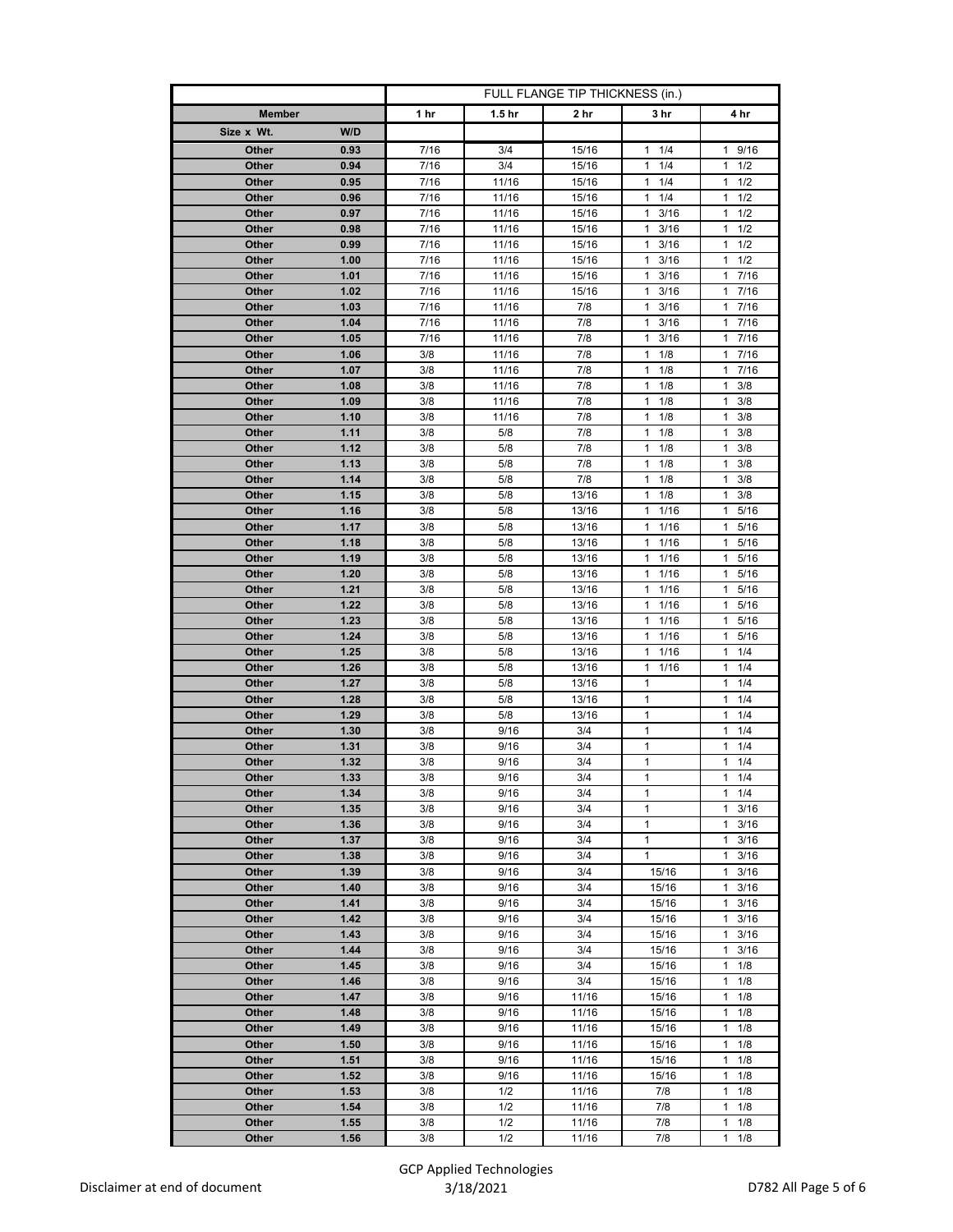| Member | | FULL FLANGE TIP THICKNESS (in.) | | | | |
|---|---|---|---|---|---|---|
| | | 1 hr | 1.5 hr | 2 hr | 3 hr | 4 hr |
| Size x Wt. | W/D | | | | | |
| Other | 0.93 | 7/16 | 3/4 | 15/16 | 1 1/4 | 1 9/16 |
| Other | 0.94 | 7/16 | 3/4 | 15/16 | 1 1/4 | 1 1/2 |
| Other | 0.95 | 7/16 | 11/16 | 15/16 | 1 1/4 | 1 1/2 |
| Other | 0.96 | 7/16 | 11/16 | 15/16 | 1 1/4 | 1 1/2 |
| Other | 0.97 | 7/16 | 11/16 | 15/16 | 1 3/16 | 1 1/2 |
| Other | 0.98 | 7/16 | 11/16 | 15/16 | 1 3/16 | 1 1/2 |
| Other | 0.99 | 7/16 | 11/16 | 15/16 | 1 3/16 | 1 1/2 |
| Other | 1.00 | 7/16 | 11/16 | 15/16 | 1 3/16 | 1 1/2 |
| Other | 1.01 | 7/16 | 11/16 | 15/16 | 1 3/16 | 1 7/16 |
| Other | 1.02 | 7/16 | 11/16 | 15/16 | 1 3/16 | 1 7/16 |
| Other | 1.03 | 7/16 | 11/16 | 7/8 | 1 3/16 | 1 7/16 |
| Other | 1.04 | 7/16 | 11/16 | 7/8 | 1 3/16 | 1 7/16 |
| Other | 1.05 | 7/16 | 11/16 | 7/8 | 1 3/16 | 1 7/16 |
| Other | 1.06 | 3/8 | 11/16 | 7/8 | 1 1/8 | 1 7/16 |
| Other | 1.07 | 3/8 | 11/16 | 7/8 | 1 1/8 | 1 7/16 |
| Other | 1.08 | 3/8 | 11/16 | 7/8 | 1 1/8 | 1 3/8 |
| Other | 1.09 | 3/8 | 11/16 | 7/8 | 1 1/8 | 1 3/8 |
| Other | 1.10 | 3/8 | 11/16 | 7/8 | 1 1/8 | 1 3/8 |
| Other | 1.11 | 3/8 | 5/8 | 7/8 | 1 1/8 | 1 3/8 |
| Other | 1.12 | 3/8 | 5/8 | 7/8 | 1 1/8 | 1 3/8 |
| Other | 1.13 | 3/8 | 5/8 | 7/8 | 1 1/8 | 1 3/8 |
| Other | 1.14 | 3/8 | 5/8 | 7/8 | 1 1/8 | 1 3/8 |
| Other | 1.15 | 3/8 | 5/8 | 13/16 | 1 1/8 | 1 3/8 |
| Other | 1.16 | 3/8 | 5/8 | 13/16 | 1 1/16 | 1 5/16 |
| Other | 1.17 | 3/8 | 5/8 | 13/16 | 1 1/16 | 1 5/16 |
| Other | 1.18 | 3/8 | 5/8 | 13/16 | 1 1/16 | 1 5/16 |
| Other | 1.19 | 3/8 | 5/8 | 13/16 | 1 1/16 | 1 5/16 |
| Other | 1.20 | 3/8 | 5/8 | 13/16 | 1 1/16 | 1 5/16 |
| Other | 1.21 | 3/8 | 5/8 | 13/16 | 1 1/16 | 1 5/16 |
| Other | 1.22 | 3/8 | 5/8 | 13/16 | 1 1/16 | 1 5/16 |
| Other | 1.23 | 3/8 | 5/8 | 13/16 | 1 1/16 | 1 5/16 |
| Other | 1.24 | 3/8 | 5/8 | 13/16 | 1 1/16 | 1 5/16 |
| Other | 1.25 | 3/8 | 5/8 | 13/16 | 1 1/16 | 1 1/4 |
| Other | 1.26 | 3/8 | 5/8 | 13/16 | 1 1/16 | 1 1/4 |
| Other | 1.27 | 3/8 | 5/8 | 13/16 | 1 | 1 1/4 |
| Other | 1.28 | 3/8 | 5/8 | 13/16 | 1 | 1 1/4 |
| Other | 1.29 | 3/8 | 5/8 | 13/16 | 1 | 1 1/4 |
| Other | 1.30 | 3/8 | 9/16 | 3/4 | 1 | 1 1/4 |
| Other | 1.31 | 3/8 | 9/16 | 3/4 | 1 | 1 1/4 |
| Other | 1.32 | 3/8 | 9/16 | 3/4 | 1 | 1 1/4 |
| Other | 1.33 | 3/8 | 9/16 | 3/4 | 1 | 1 1/4 |
| Other | 1.34 | 3/8 | 9/16 | 3/4 | 1 | 1 1/4 |
| Other | 1.35 | 3/8 | 9/16 | 3/4 | 1 | 1 3/16 |
| Other | 1.36 | 3/8 | 9/16 | 3/4 | 1 | 1 3/16 |
| Other | 1.37 | 3/8 | 9/16 | 3/4 | 1 | 1 3/16 |
| Other | 1.38 | 3/8 | 9/16 | 3/4 | 1 | 1 3/16 |
| Other | 1.39 | 3/8 | 9/16 | 3/4 | 15/16 | 1 3/16 |
| Other | 1.40 | 3/8 | 9/16 | 3/4 | 15/16 | 1 3/16 |
| Other | 1.41 | 3/8 | 9/16 | 3/4 | 15/16 | 1 3/16 |
| Other | 1.42 | 3/8 | 9/16 | 3/4 | 15/16 | 1 3/16 |
| Other | 1.43 | 3/8 | 9/16 | 3/4 | 15/16 | 1 3/16 |
| Other | 1.44 | 3/8 | 9/16 | 3/4 | 15/16 | 1 3/16 |
| Other | 1.45 | 3/8 | 9/16 | 3/4 | 15/16 | 1 1/8 |
| Other | 1.46 | 3/8 | 9/16 | 3/4 | 15/16 | 1 1/8 |
| Other | 1.47 | 3/8 | 9/16 | 11/16 | 15/16 | 1 1/8 |
| Other | 1.48 | 3/8 | 9/16 | 11/16 | 15/16 | 1 1/8 |
| Other | 1.49 | 3/8 | 9/16 | 11/16 | 15/16 | 1 1/8 |
| Other | 1.50 | 3/8 | 9/16 | 11/16 | 15/16 | 1 1/8 |
| Other | 1.51 | 3/8 | 9/16 | 11/16 | 15/16 | 1 1/8 |
| Other | 1.52 | 3/8 | 9/16 | 11/16 | 15/16 | 1 1/8 |
| Other | 1.53 | 3/8 | 1/2 | 11/16 | 7/8 | 1 1/8 |
| Other | 1.54 | 3/8 | 1/2 | 11/16 | 7/8 | 1 1/8 |
| Other | 1.55 | 3/8 | 1/2 | 11/16 | 7/8 | 1 1/8 |
| Other | 1.56 | 3/8 | 1/2 | 11/16 | 7/8 | 1 1/8 |

Disclaimer at end of document

GCP Applied Technologies
3/18/2021

D782 All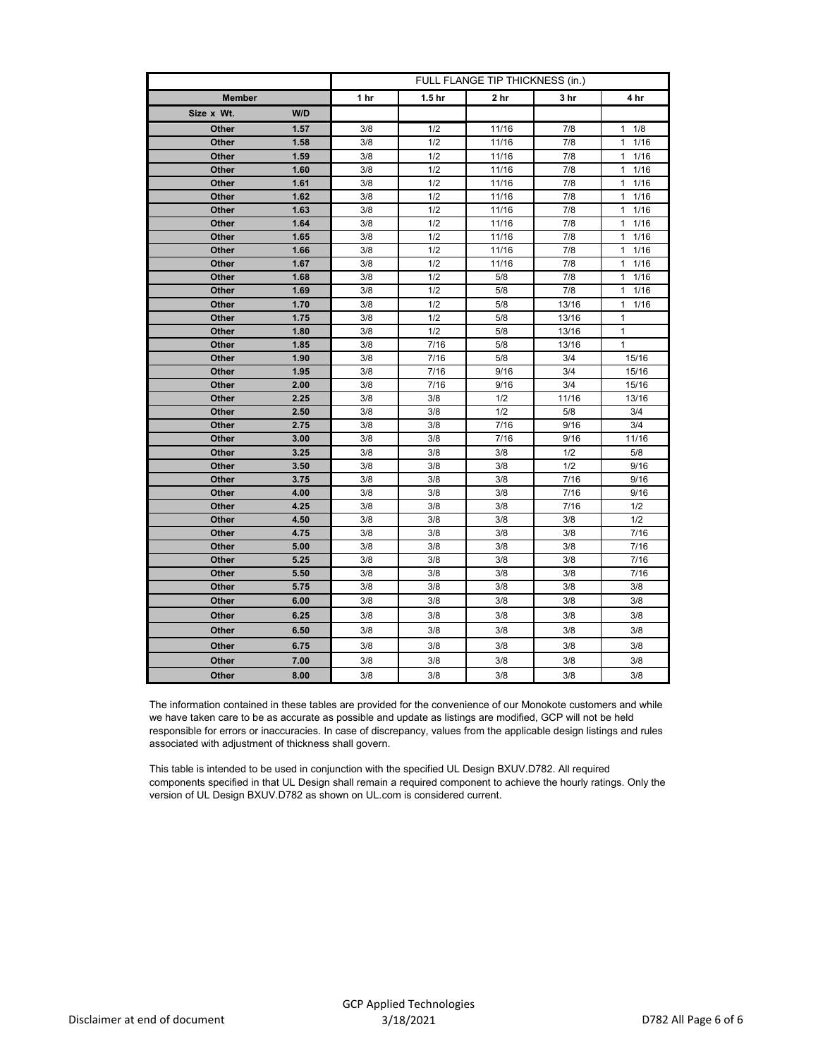| Member | | FULL FLANGE TIP THICKNESS (in.) | | | | |
|---|---|---|---|---|---|---|
| | | 1 hr | 1.5 hr | 2 hr | 3 hr | 4 hr |
| Size x Wt. | W/D | | | | | |
| Other | 1.57 | 3/8 | 1/2 | 11/16 | 7/8 | 1 1/8 |
| Other | 1.58 | 3/8 | 1/2 | 11/16 | 7/8 | 1 1/16 |
| Other | 1.59 | 3/8 | 1/2 | 11/16 | 7/8 | 1 1/16 |
| Other | 1.60 | 3/8 | 1/2 | 11/16 | 7/8 | 1 1/16 |
| Other | 1.61 | 3/8 | 1/2 | 11/16 | 7/8 | 1 1/16 |
| Other | 1.62 | 3/8 | 1/2 | 11/16 | 7/8 | 1 1/16 |
| Other | 1.63 | 3/8 | 1/2 | 11/16 | 7/8 | 1 1/16 |
| Other | 1.64 | 3/8 | 1/2 | 11/16 | 7/8 | 1 1/16 |
| Other | 1.65 | 3/8 | 1/2 | 11/16 | 7/8 | 1 1/16 |
| Other | 1.66 | 3/8 | 1/2 | 11/16 | 7/8 | 1 1/16 |
| Other | 1.67 | 3/8 | 1/2 | 11/16 | 7/8 | 1 1/16 |
| Other | 1.68 | 3/8 | 1/2 | 5/8 | 7/8 | 1 1/16 |
| Other | 1.69 | 3/8 | 1/2 | 5/8 | 7/8 | 1 1/16 |
| Other | 1.70 | 3/8 | 1/2 | 5/8 | 13/16 | 1 1/16 |
| Other | 1.75 | 3/8 | 1/2 | 5/8 | 13/16 | 1 |
| Other | 1.80 | 3/8 | 1/2 | 5/8 | 13/16 | 1 |
| Other | 1.85 | 3/8 | 7/16 | 5/8 | 13/16 | 1 |
| Other | 1.90 | 3/8 | 7/16 | 5/8 | 3/4 | 15/16 |
| Other | 1.95 | 3/8 | 7/16 | 9/16 | 3/4 | 15/16 |
| Other | 2.00 | 3/8 | 7/16 | 9/16 | 3/4 | 15/16 |
| Other | 2.25 | 3/8 | 3/8 | 1/2 | 11/16 | 13/16 |
| Other | 2.50 | 3/8 | 3/8 | 1/2 | 5/8 | 3/4 |
| Other | 2.75 | 3/8 | 3/8 | 7/16 | 9/16 | 3/4 |
| Other | 3.00 | 3/8 | 3/8 | 7/16 | 9/16 | 11/16 |
| Other | 3.25 | 3/8 | 3/8 | 3/8 | 1/2 | 5/8 |
| Other | 3.50 | 3/8 | 3/8 | 3/8 | 1/2 | 9/16 |
| Other | 3.75 | 3/8 | 3/8 | 3/8 | 7/16 | 9/16 |
| Other | 4.00 | 3/8 | 3/8 | 3/8 | 7/16 | 9/16 |
| Other | 4.25 | 3/8 | 3/8 | 3/8 | 7/16 | 1/2 |
| Other | 4.50 | 3/8 | 3/8 | 3/8 | 3/8 | 1/2 |
| Other | 4.75 | 3/8 | 3/8 | 3/8 | 3/8 | 7/16 |
| Other | 5.00 | 3/8 | 3/8 | 3/8 | 3/8 | 7/16 |
| Other | 5.25 | 3/8 | 3/8 | 3/8 | 3/8 | 7/16 |
| Other | 5.50 | 3/8 | 3/8 | 3/8 | 3/8 | 7/16 |
| Other | 5.75 | 3/8 | 3/8 | 3/8 | 3/8 | 3/8 |
| Other | 6.00 | 3/8 | 3/8 | 3/8 | 3/8 | 3/8 |
| Other | 6.25 | 3/8 | 3/8 | 3/8 | 3/8 | 3/8 |
| Other | 6.50 | 3/8 | 3/8 | 3/8 | 3/8 | 3/8 |
| Other | 6.75 | 3/8 | 3/8 | 3/8 | 3/8 | 3/8 |
| Other | 7.00 | 3/8 | 3/8 | 3/8 | 3/8 | 3/8 |
| Other | 8.00 | 3/8 | 3/8 | 3/8 | 3/8 | 3/8 |

The information contained in these tables are provided for the convenience of our Monokote customers and while we have taken care to be as accurate as possible and update as listings are modified, GCP will not be held responsible for errors or inaccuracies. In case of discrepancy, values from the applicable design listings and rules associated with adjustment of thickness shall govern.

This table is intended to be used in conjunction with the specified UL Design BXUV.D782. All required components specified in that UL Design shall remain a required component to achieve the hourly ratings. Only the version of UL Design BXUV.D782 as shown on UL.com is considered current.